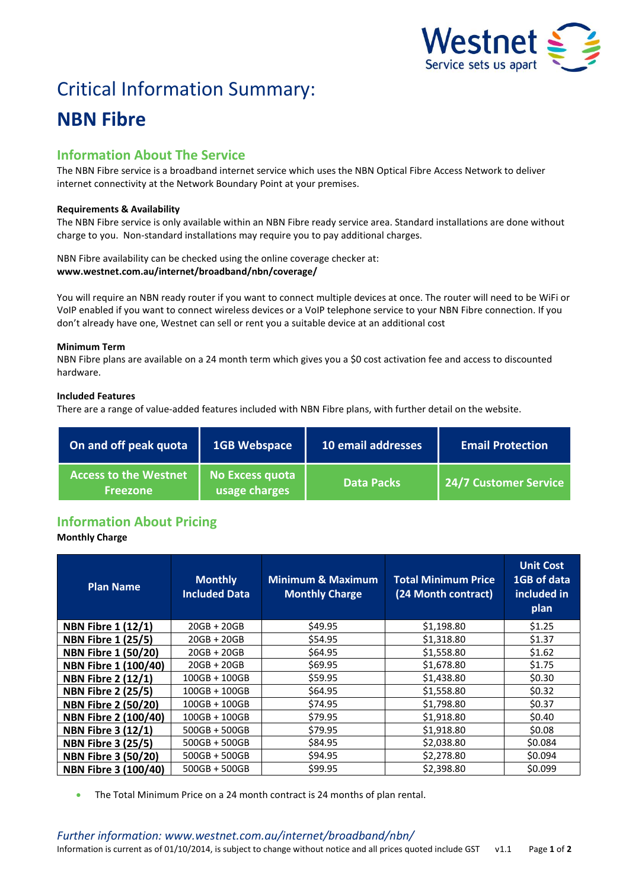Westnet
Service sets us apart

# Critical Information Summary:

# NBN Fibre

## Information About The Service

The NBN Fibre service is a broadband internet service which uses the NBN Optical Fibre Access Network to deliver internet connectivity at the Network Boundary Point at your premises.

**Requirements & Availability**

The NBN Fibre service is only available within an NBN Fibre ready service area. Standard installations are done without charge to you. Non-standard installations may require you to pay additional charges.

NBN Fibre availability can be checked using the online coverage checker at:
**www.westnet.com.au/internet/broadband/nbn/coverage/**

You will require an NBN ready router if you want to connect multiple devices at once. The router will need to be WiFi or VoIP enabled if you want to connect wireless devices or a VoIP telephone service to your NBN Fibre connection. If you don't already have one, Westnet can sell or rent you a suitable device at an additional cost

**Minimum Term**

NBN Fibre plans are available on a 24 month term which gives you a $0 cost activation fee and access to discounted hardware.

**Included Features**

There are a range of value-added features included with NBN Fibre plans, with further detail on the website.

| On and off peak quota | 1GB Webspace | 10 email addresses | Email Protection |
|---|---|---|---|
| Access to the Westnet Freezone | No Excess quota usage charges | Data Packs | 24/7 Customer Service |

## Information About Pricing

**Monthly Charge**

| Plan Name | Monthly Included Data | Minimum & Maximum Monthly Charge | Total Minimum Price (24 Month contract) | Unit Cost 1GB of data included in plan |
|---|---|---|---|---|
| **NBN Fibre 1 (12/1)** | 20GB + 20GB | $49.95 | $1,198.80 | $1.25 |
| **NBN Fibre 1 (25/5)** | 20GB + 20GB | $54.95 | $1,318.80 | $1.37 |
| **NBN Fibre 1 (50/20)** | 20GB + 20GB | $64.95 | $1,558.80 | $1.62 |
| **NBN Fibre 1 (100/40)** | 20GB + 20GB | $69.95 | $1,678.80 | $1.75 |
| **NBN Fibre 2 (12/1)** | 100GB + 100GB | $59.95 | $1,438.80 | $0.30 |
| **NBN Fibre 2 (25/5)** | 100GB + 100GB | $64.95 | $1,558.80 | $0.32 |
| **NBN Fibre 2 (50/20)** | 100GB + 100GB | $74.95 | $1,798.80 | $0.37 |
| **NBN Fibre 2 (100/40)** | 100GB + 100GB | $79.95 | $1,918.80 | $0.40 |
| **NBN Fibre 3 (12/1)** | 500GB + 500GB | $79.95 | $1,918.80 | $0.08 |
| **NBN Fibre 3 (25/5)** | 500GB + 500GB | $84.95 | $2,038.80 | $0.084 |
| **NBN Fibre 3 (50/20)** | 500GB + 500GB | $94.95 | $2,278.80 | $0.094 |
| **NBN Fibre 3 (100/40)** | 500GB + 500GB | $99.95 | $2,398.80 | $0.099 |

- The Total Minimum Price on a 24 month contract is 24 months of plan rental.

*Further information: www.westnet.com.au/internet/broadband/nbn/*

Information is current as of 01/10/2014, is subject to change without notice and all prices quoted include GST v1.1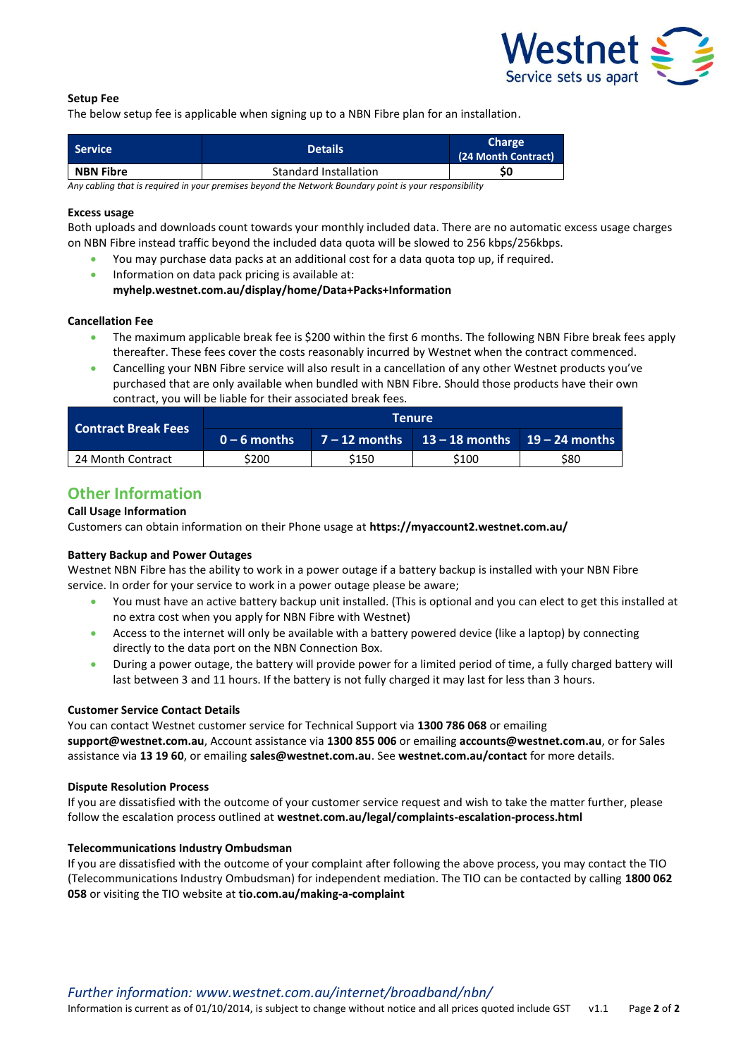### Setup Fee

The below setup fee is applicable when signing up to a NBN Fibre plan for an installation.

| Service | Details | Charge (24 Month Contract) |
|---|---|---|
| **NBN Fibre** | Standard Installation | **$0** |

*Any cabling that is required in your premises beyond the Network Boundary point is your responsibility*

### Excess usage

Both uploads and downloads count towards your monthly included data. There are no automatic excess usage charges on NBN Fibre instead traffic beyond the included data quota will be slowed to 256 kbps/256kbps.

- You may purchase data packs at an additional cost for a data quota top up, if required.
- Information on data pack pricing is available at: **myhelp.westnet.com.au/display/home/Data+Packs+Information**

### Cancellation Fee

- The maximum applicable break fee is $200 within the first 6 months. The following NBN Fibre break fees apply thereafter. These fees cover the costs reasonably incurred by Westnet when the contract commenced.
- Cancelling your NBN Fibre service will also result in a cancellation of any other Westnet products you've purchased that are only available when bundled with NBN Fibre. Should those products have their own contract, you will be liable for their associated break fees.

| Contract Break Fees | Tenure | | | |
|---|---|---|---|---|
| | 0 – 6 months | 7 – 12 months | 13 – 18 months | 19 – 24 months |
| 24 Month Contract | $200 | $150 | $100 | $80 |

## Other Information

### Call Usage Information

Customers can obtain information on their Phone usage at **https://myaccount2.westnet.com.au/**

### Battery Backup and Power Outages

Westnet NBN Fibre has the ability to work in a power outage if a battery backup is installed with your NBN Fibre service. In order for your service to work in a power outage please be aware;

- You must have an active battery backup unit installed. (This is optional and you can elect to get this installed at no extra cost when you apply for NBN Fibre with Westnet)
- Access to the internet will only be available with a battery powered device (like a laptop) by connecting directly to the data port on the NBN Connection Box.
- During a power outage, the battery will provide power for a limited period of time, a fully charged battery will last between 3 and 11 hours. If the battery is not fully charged it may last for less than 3 hours.

### Customer Service Contact Details

You can contact Westnet customer service for Technical Support via **1300 786 068** or emailing **support@westnet.com.au**, Account assistance via **1300 855 006** or emailing **accounts@westnet.com.au**, or for Sales assistance via **13 19 60**, or emailing **sales@westnet.com.au**. See **westnet.com.au/contact** for more details.

### Dispute Resolution Process

If you are dissatisfied with the outcome of your customer service request and wish to take the matter further, please follow the escalation process outlined at **westnet.com.au/legal/complaints-escalation-process.html**

### Telecommunications Industry Ombudsman

If you are dissatisfied with the outcome of your complaint after following the above process, you may contact the TIO (Telecommunications Industry Ombudsman) for independent mediation. The TIO can be contacted by calling **1800 062 058** or visiting the TIO website at **tio.com.au/making-a-complaint**

*Further information: www.westnet.com.au/internet/broadband/nbn/*

Information is current as of 01/10/2014, is subject to change without notice and all prices quoted include GST v1.1